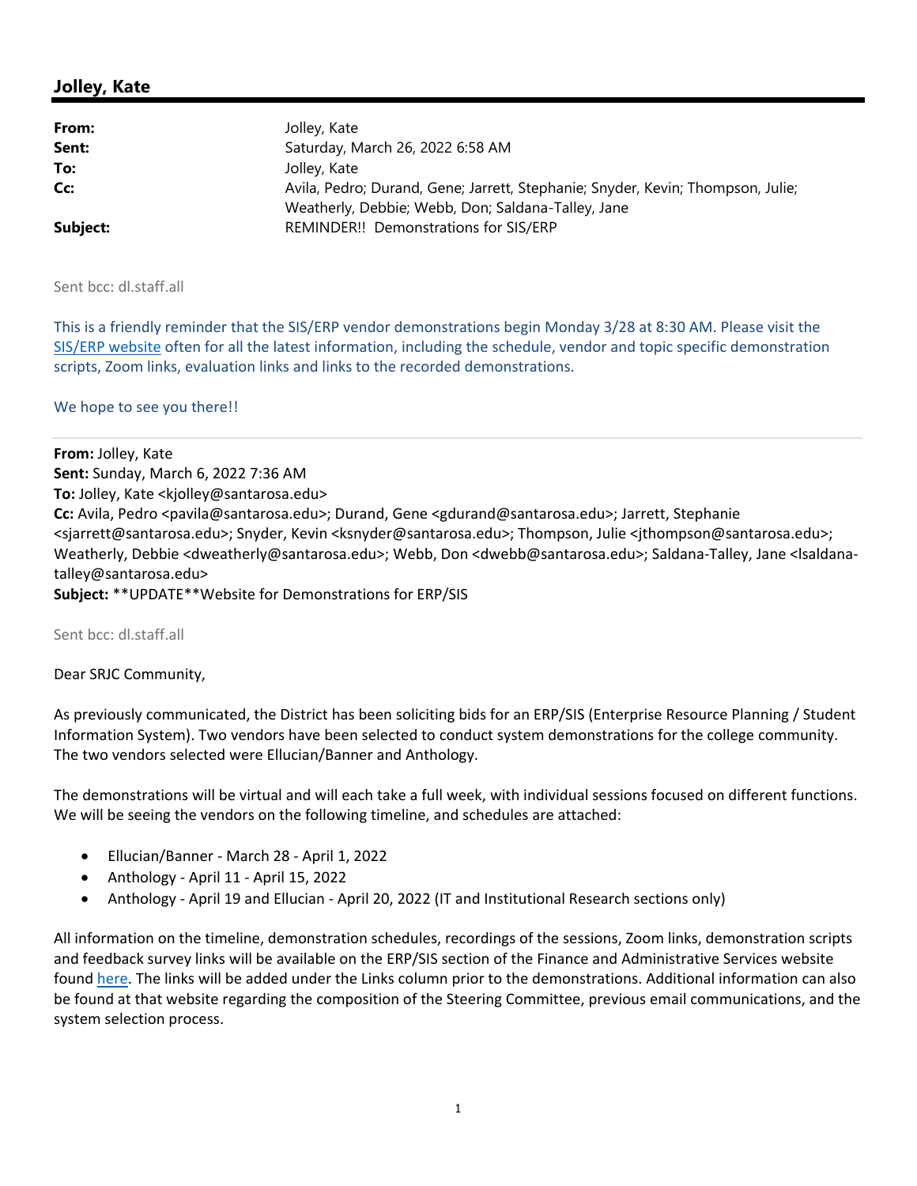## Jolley, Kate

---

**From:** Jolley, Kate
**Sent:** Saturday, March 26, 2022 6:58 AM
**To:** Jolley, Kate
**Cc:** Avila, Pedro; Durand, Gene; Jarrett, Stephanie; Snyder, Kevin; Thompson, Julie; Weatherly, Debbie; Webb, Don; Saldana-Talley, Jane
**Subject:** REMINDER!! Demonstrations for SIS/ERP

Sent bcc: dl.staff.all

This is a friendly reminder that the SIS/ERP vendor demonstrations begin Monday 3/28 at 8:30 AM. Please visit the SIS/ERP website often for all the latest information, including the schedule, vendor and topic specific demonstration scripts, Zoom links, evaluation links and links to the recorded demonstrations.

We hope to see you there!!

---

**From:** Jolley, Kate
**Sent:** Sunday, March 6, 2022 7:36 AM
**To:** Jolley, Kate <kjolley@santarosa.edu>
**Cc:** Avila, Pedro <pavila@santarosa.edu>; Durand, Gene <gdurand@santarosa.edu>; Jarrett, Stephanie <sjarrett@santarosa.edu>; Snyder, Kevin <ksnyder@santarosa.edu>; Thompson, Julie <jthompson@santarosa.edu>; Weatherly, Debbie <dweatherly@santarosa.edu>; Webb, Don <dwebb@santarosa.edu>; Saldana-Talley, Jane <lsaldana-talley@santarosa.edu>
**Subject:** **UPDATE**Website for Demonstrations for ERP/SIS

Sent bcc: dl.staff.all

Dear SRJC Community,

As previously communicated, the District has been soliciting bids for an ERP/SIS (Enterprise Resource Planning / Student Information System). Two vendors have been selected to conduct system demonstrations for the college community. The two vendors selected were Ellucian/Banner and Anthology.

The demonstrations will be virtual and will each take a full week, with individual sessions focused on different functions. We will be seeing the vendors on the following timeline, and schedules are attached:

- Ellucian/Banner - March 28 - April 1, 2022
- Anthology - April 11 - April 15, 2022
- Anthology - April 19 and Ellucian - April 20, 2022 (IT and Institutional Research sections only)

All information on the timeline, demonstration schedules, recordings of the sessions, Zoom links, demonstration scripts and feedback survey links will be available on the ERP/SIS section of the Finance and Administrative Services website found here. The links will be added under the Links column prior to the demonstrations. Additional information can also be found at that website regarding the composition of the Steering Committee, previous email communications, and the system selection process.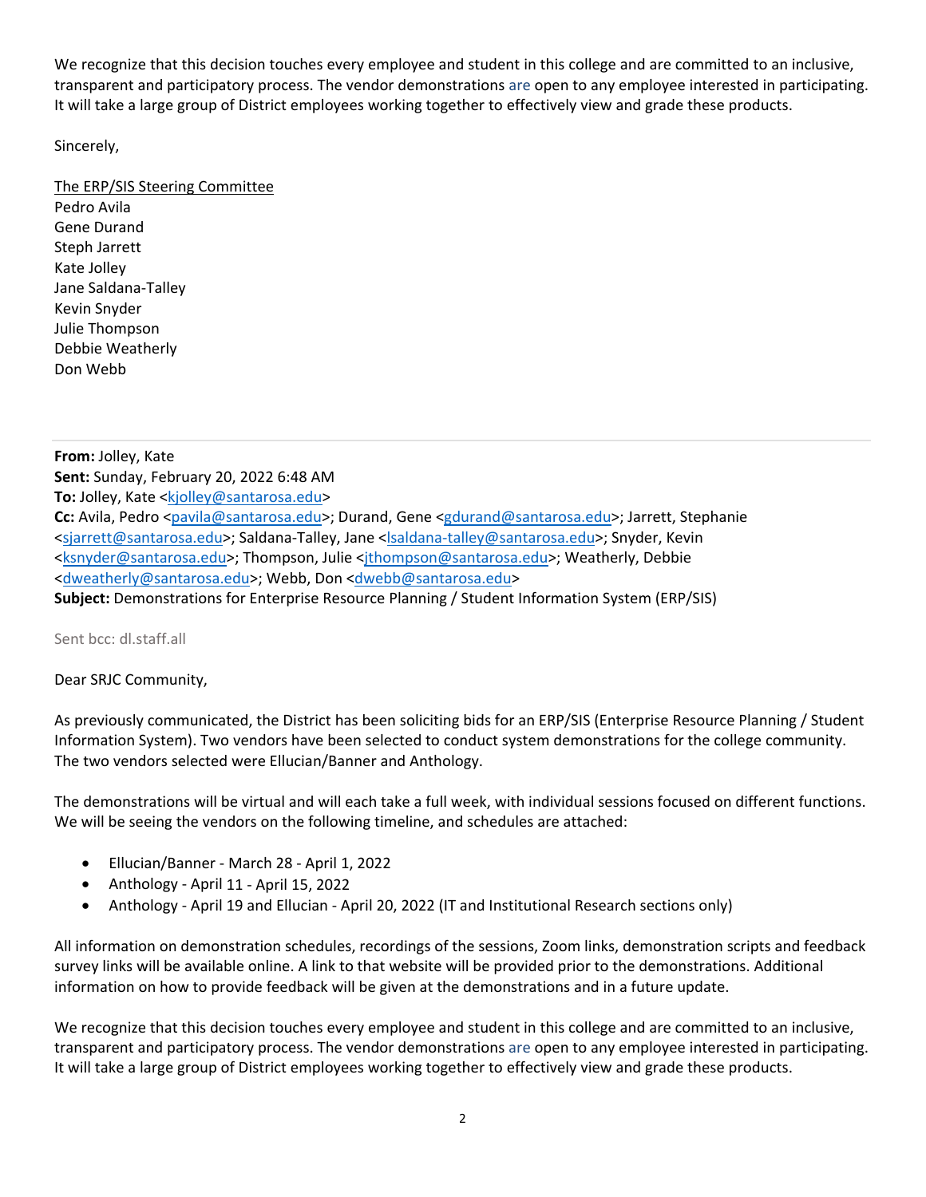We recognize that this decision touches every employee and student in this college and are committed to an inclusive, transparent and participatory process. The vendor demonstrations are open to any employee interested in participating. It will take a large group of District employees working together to effectively view and grade these products.

Sincerely,

The ERP/SIS Steering Committee
Pedro Avila
Gene Durand
Steph Jarrett
Kate Jolley
Jane Saldana-Talley
Kevin Snyder
Julie Thompson
Debbie Weatherly
Don Webb

---

**From:** Jolley, Kate
**Sent:** Sunday, February 20, 2022 6:48 AM
**To:** Jolley, Kate <kjolley@santarosa.edu>
**Cc:** Avila, Pedro <pavila@santarosa.edu>; Durand, Gene <gdurand@santarosa.edu>; Jarrett, Stephanie <sjarrett@santarosa.edu>; Saldana-Talley, Jane <lsaldana-talley@santarosa.edu>; Snyder, Kevin <ksnyder@santarosa.edu>; Thompson, Julie <jthompson@santarosa.edu>; Weatherly, Debbie <dweatherly@santarosa.edu>; Webb, Don <dwebb@santarosa.edu>
**Subject:** Demonstrations for Enterprise Resource Planning / Student Information System (ERP/SIS)

Sent bcc: dl.staff.all

Dear SRJC Community,

As previously communicated, the District has been soliciting bids for an ERP/SIS (Enterprise Resource Planning / Student Information System). Two vendors have been selected to conduct system demonstrations for the college community. The two vendors selected were Ellucian/Banner and Anthology.

The demonstrations will be virtual and will each take a full week, with individual sessions focused on different functions. We will be seeing the vendors on the following timeline, and schedules are attached:

- Ellucian/Banner - March 28 - April 1, 2022
- Anthology - April 11 - April 15, 2022
- Anthology - April 19 and Ellucian - April 20, 2022 (IT and Institutional Research sections only)

All information on demonstration schedules, recordings of the sessions, Zoom links, demonstration scripts and feedback survey links will be available online. A link to that website will be provided prior to the demonstrations. Additional information on how to provide feedback will be given at the demonstrations and in a future update.

We recognize that this decision touches every employee and student in this college and are committed to an inclusive, transparent and participatory process. The vendor demonstrations are open to any employee interested in participating. It will take a large group of District employees working together to effectively view and grade these products.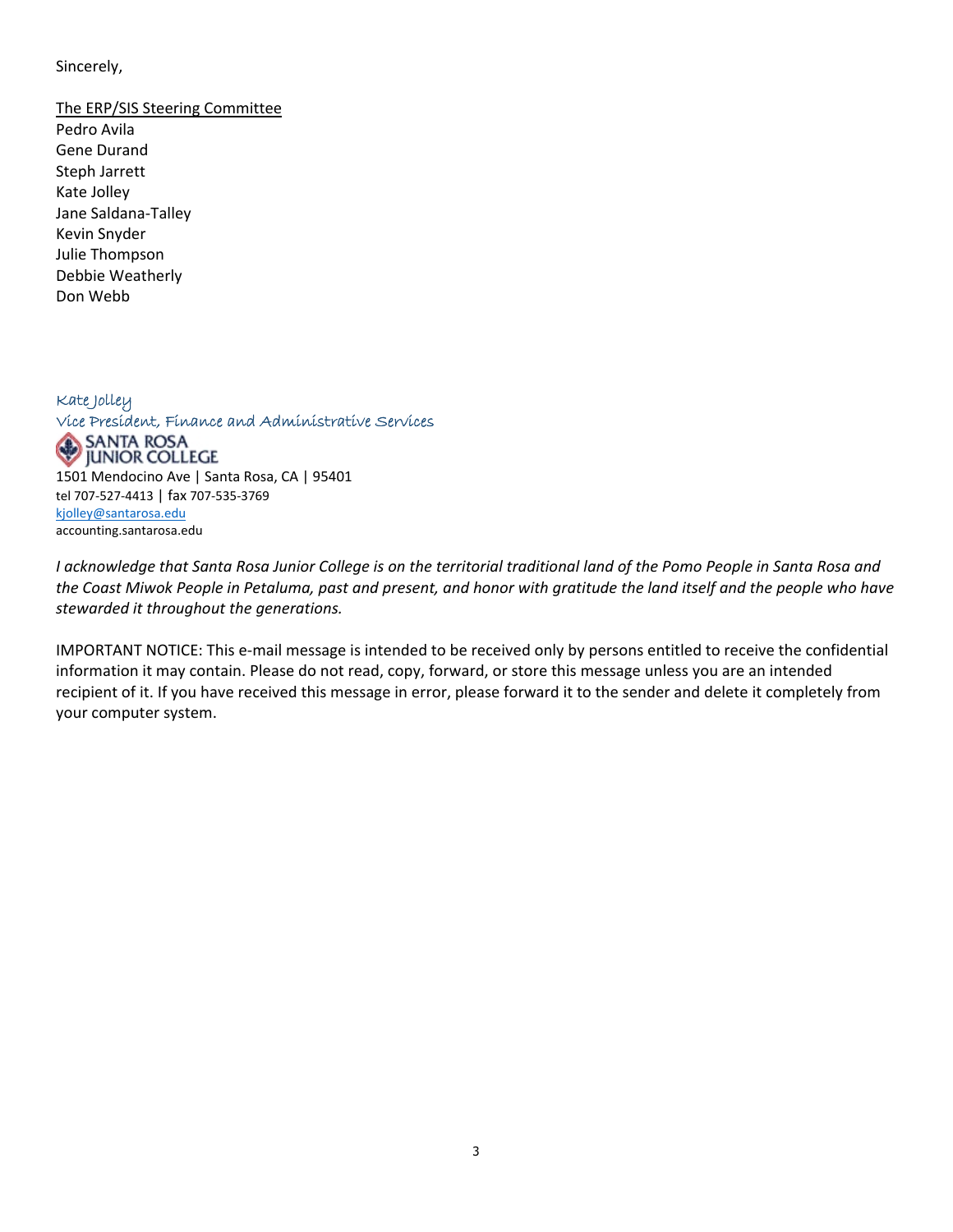Sincerely,

The ERP/SIS Steering Committee
Pedro Avila
Gene Durand
Steph Jarrett
Kate Jolley
Jane Saldana-Talley
Kevin Snyder
Julie Thompson
Debbie Weatherly
Don Webb

Kate Jolley
Vice President, Finance and Administrative Services
SANTA ROSA JUNIOR COLLEGE
1501 Mendocino Ave | Santa Rosa, CA | 95401
tel 707-527-4413 | fax 707-535-3769
kjolley@santarosa.edu
accounting.santarosa.edu

*I acknowledge that Santa Rosa Junior College is on the territorial traditional land of the Pomo People in Santa Rosa and the Coast Miwok People in Petaluma, past and present, and honor with gratitude the land itself and the people who have stewarded it throughout the generations.*

IMPORTANT NOTICE: This e-mail message is intended to be received only by persons entitled to receive the confidential information it may contain. Please do not read, copy, forward, or store this message unless you are an intended recipient of it. If you have received this message in error, please forward it to the sender and delete it completely from your computer system.